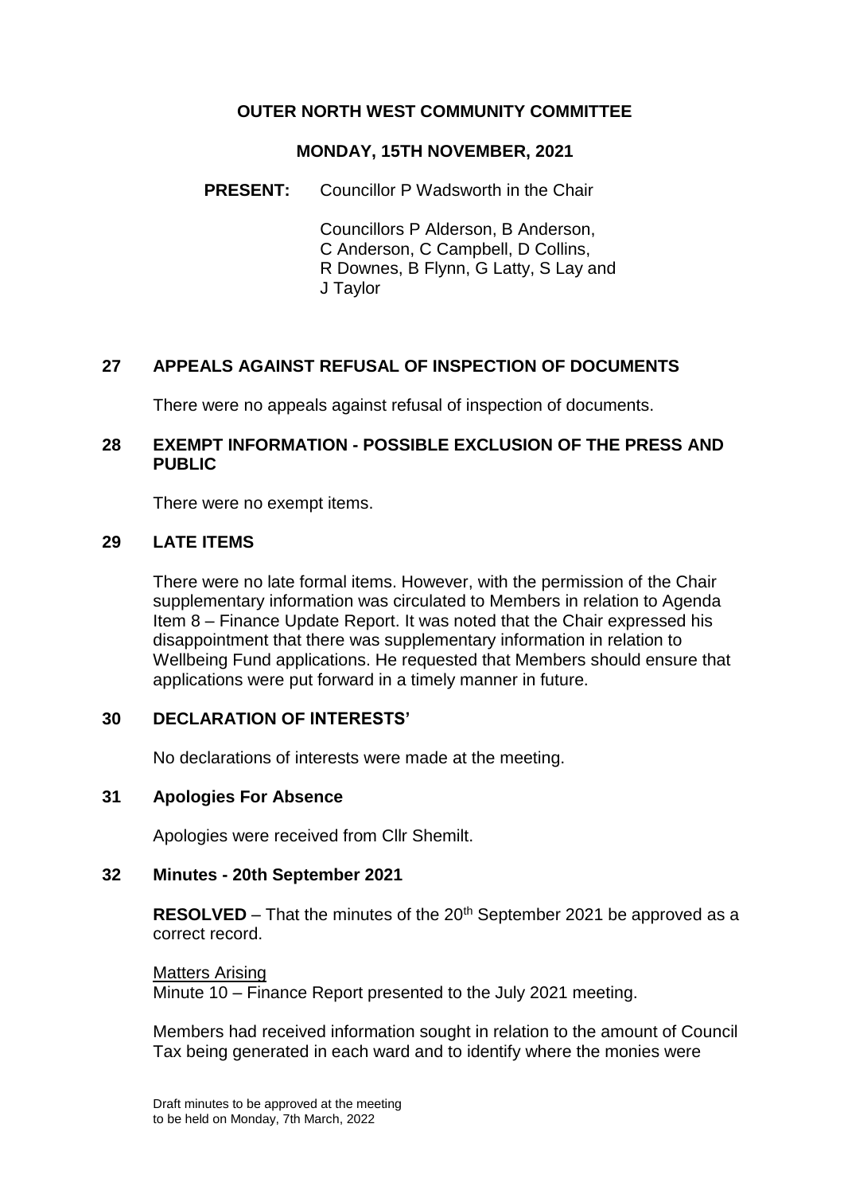# OUTER NORTH WEST COMMUNITY COMMITTEE

## MONDAY, 15TH NOVEMBER, 2021

**PRESENT:** Councillor P Wadsworth in the Chair

Councillors P Alderson, B Anderson, C Anderson, C Campbell, D Collins, R Downes, B Flynn, G Latty, S Lay and J Taylor

### 27 APPEALS AGAINST REFUSAL OF INSPECTION OF DOCUMENTS

There were no appeals against refusal of inspection of documents.

### 28 EXEMPT INFORMATION - POSSIBLE EXCLUSION OF THE PRESS AND PUBLIC

There were no exempt items.

### 29 LATE ITEMS

There were no late formal items. However, with the permission of the Chair supplementary information was circulated to Members in relation to Agenda Item 8 – Finance Update Report. It was noted that the Chair expressed his disappointment that there was supplementary information in relation to Wellbeing Fund applications. He requested that Members should ensure that applications were put forward in a timely manner in future.

### 30 DECLARATION OF INTERESTS'

No declarations of interests were made at the meeting.

### 31 Apologies For Absence

Apologies were received from Cllr Shemilt.

### 32 Minutes - 20th September 2021

**RESOLVED** – That the minutes of the 20th September 2021 be approved as a correct record.

Matters Arising

Minute 10 – Finance Report presented to the July 2021 meeting.

Members had received information sought in relation to the amount of Council Tax being generated in each ward and to identify where the monies were

Draft minutes to be approved at the meeting to be held on Monday, 7th March, 2022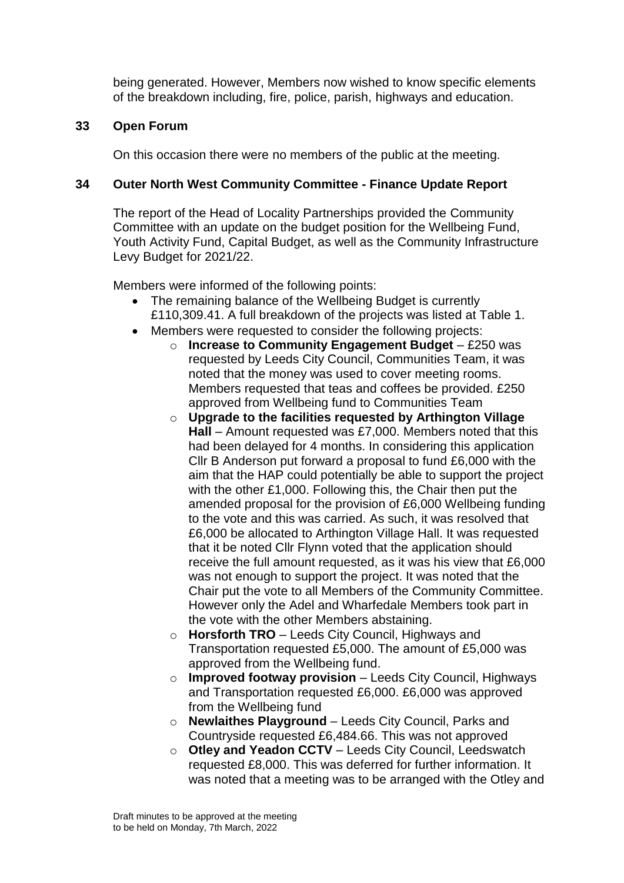being generated. However, Members now wished to know specific elements of the breakdown including, fire, police, parish, highways and education.

## 33 Open Forum

On this occasion there were no members of the public at the meeting.

## 34 Outer North West Community Committee - Finance Update Report

The report of the Head of Locality Partnerships provided the Community Committee with an update on the budget position for the Wellbeing Fund, Youth Activity Fund, Capital Budget, as well as the Community Infrastructure Levy Budget for 2021/22.

Members were informed of the following points:

- The remaining balance of the Wellbeing Budget is currently £110,309.41. A full breakdown of the projects was listed at Table 1.
- Members were requested to consider the following projects:
    - **Increase to Community Engagement Budget** – £250 was requested by Leeds City Council, Communities Team, it was noted that the money was used to cover meeting rooms. Members requested that teas and coffees be provided. £250 approved from Wellbeing fund to Communities Team
    - **Upgrade to the facilities requested by Arthington Village Hall** – Amount requested was £7,000. Members noted that this had been delayed for 4 months. In considering this application Cllr B Anderson put forward a proposal to fund £6,000 with the aim that the HAP could potentially be able to support the project with the other £1,000. Following this, the Chair then put the amended proposal for the provision of £6,000 Wellbeing funding to the vote and this was carried. As such, it was resolved that £6,000 be allocated to Arthington Village Hall. It was requested that it be noted Cllr Flynn voted that the application should receive the full amount requested, as it was his view that £6,000 was not enough to support the project. It was noted that the Chair put the vote to all Members of the Community Committee. However only the Adel and Wharfedale Members took part in the vote with the other Members abstaining.
    - **Horsforth TRO** – Leeds City Council, Highways and Transportation requested £5,000. The amount of £5,000 was approved from the Wellbeing fund.
    - **Improved footway provision** – Leeds City Council, Highways and Transportation requested £6,000. £6,000 was approved from the Wellbeing fund
    - **Newlaithes Playground** – Leeds City Council, Parks and Countryside requested £6,484.66. This was not approved
    - **Otley and Yeadon CCTV** – Leeds City Council, Leedswatch requested £8,000. This was deferred for further information. It was noted that a meeting was to be arranged with the Otley and

Draft minutes to be approved at the meeting to be held on Monday, 7th March, 2022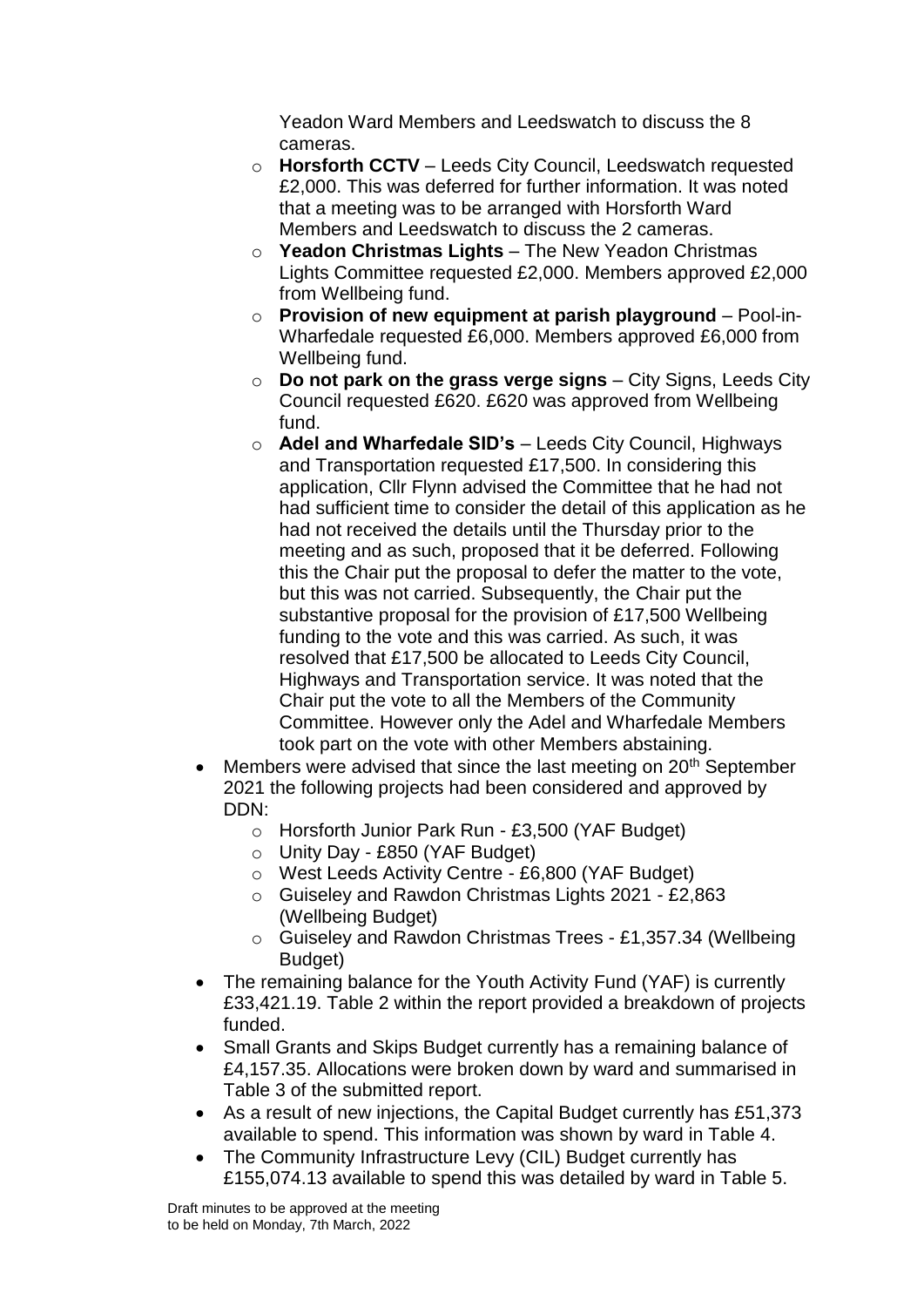Yeadon Ward Members and Leedswatch to discuss the 8 cameras.

- **Horsforth CCTV** – Leeds City Council, Leedswatch requested £2,000. This was deferred for further information. It was noted that a meeting was to be arranged with Horsforth Ward Members and Leedswatch to discuss the 2 cameras.
- **Yeadon Christmas Lights** – The New Yeadon Christmas Lights Committee requested £2,000. Members approved £2,000 from Wellbeing fund.
- **Provision of new equipment at parish playground** – Pool-in-Wharfedale requested £6,000. Members approved £6,000 from Wellbeing fund.
- **Do not park on the grass verge signs** – City Signs, Leeds City Council requested £620. £620 was approved from Wellbeing fund.
- **Adel and Wharfedale SID's** – Leeds City Council, Highways and Transportation requested £17,500. In considering this application, Cllr Flynn advised the Committee that he had not had sufficient time to consider the detail of this application as he had not received the details until the Thursday prior to the meeting and as such, proposed that it be deferred. Following this the Chair put the proposal to defer the matter to the vote, but this was not carried. Subsequently, the Chair put the substantive proposal for the provision of £17,500 Wellbeing funding to the vote and this was carried. As such, it was resolved that £17,500 be allocated to Leeds City Council, Highways and Transportation service. It was noted that the Chair put the vote to all the Members of the Community Committee. However only the Adel and Wharfedale Members took part on the vote with other Members abstaining.

- Members were advised that since the last meeting on 20th September 2021 the following projects had been considered and approved by DDN:
  - Horsforth Junior Park Run - £3,500 (YAF Budget)
  - Unity Day - £850 (YAF Budget)
  - West Leeds Activity Centre - £6,800 (YAF Budget)
  - Guiseley and Rawdon Christmas Lights 2021 - £2,863 (Wellbeing Budget)
  - Guiseley and Rawdon Christmas Trees - £1,357.34 (Wellbeing Budget)
- The remaining balance for the Youth Activity Fund (YAF) is currently £33,421.19. Table 2 within the report provided a breakdown of projects funded.
- Small Grants and Skips Budget currently has a remaining balance of £4,157.35. Allocations were broken down by ward and summarised in Table 3 of the submitted report.
- As a result of new injections, the Capital Budget currently has £51,373 available to spend. This information was shown by ward in Table 4.
- The Community Infrastructure Levy (CIL) Budget currently has £155,074.13 available to spend this was detailed by ward in Table 5.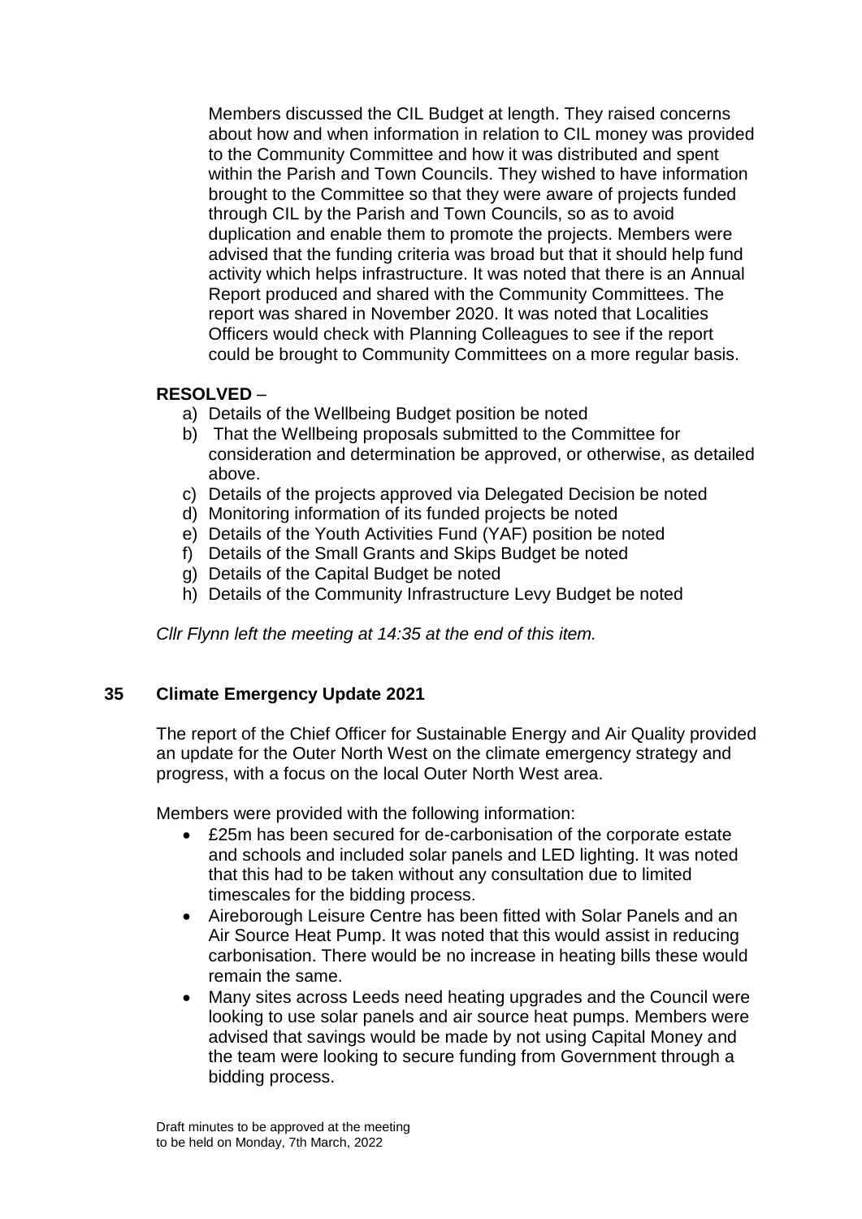Members discussed the CIL Budget at length. They raised concerns about how and when information in relation to CIL money was provided to the Community Committee and how it was distributed and spent within the Parish and Town Councils. They wished to have information brought to the Committee so that they were aware of projects funded through CIL by the Parish and Town Councils, so as to avoid duplication and enable them to promote the projects. Members were advised that the funding criteria was broad but that it should help fund activity which helps infrastructure. It was noted that there is an Annual Report produced and shared with the Community Committees. The report was shared in November 2020. It was noted that Localities Officers would check with Planning Colleagues to see if the report could be brought to Community Committees on a more regular basis.

**RESOLVED** –

a) Details of the Wellbeing Budget position be noted
b) That the Wellbeing proposals submitted to the Committee for consideration and determination be approved, or otherwise, as detailed above.
c) Details of the projects approved via Delegated Decision be noted
d) Monitoring information of its funded projects be noted
e) Details of the Youth Activities Fund (YAF) position be noted
f) Details of the Small Grants and Skips Budget be noted
g) Details of the Capital Budget be noted
h) Details of the Community Infrastructure Levy Budget be noted

*Cllr Flynn left the meeting at 14:35 at the end of this item.*

## 35 Climate Emergency Update 2021

The report of the Chief Officer for Sustainable Energy and Air Quality provided an update for the Outer North West on the climate emergency strategy and progress, with a focus on the local Outer North West area.

Members were provided with the following information:

- £25m has been secured for de-carbonisation of the corporate estate and schools and included solar panels and LED lighting. It was noted that this had to be taken without any consultation due to limited timescales for the bidding process.
- Aireborough Leisure Centre has been fitted with Solar Panels and an Air Source Heat Pump. It was noted that this would assist in reducing carbonisation. There would be no increase in heating bills these would remain the same.
- Many sites across Leeds need heating upgrades and the Council were looking to use solar panels and air source heat pumps. Members were advised that savings would be made by not using Capital Money and the team were looking to secure funding from Government through a bidding process.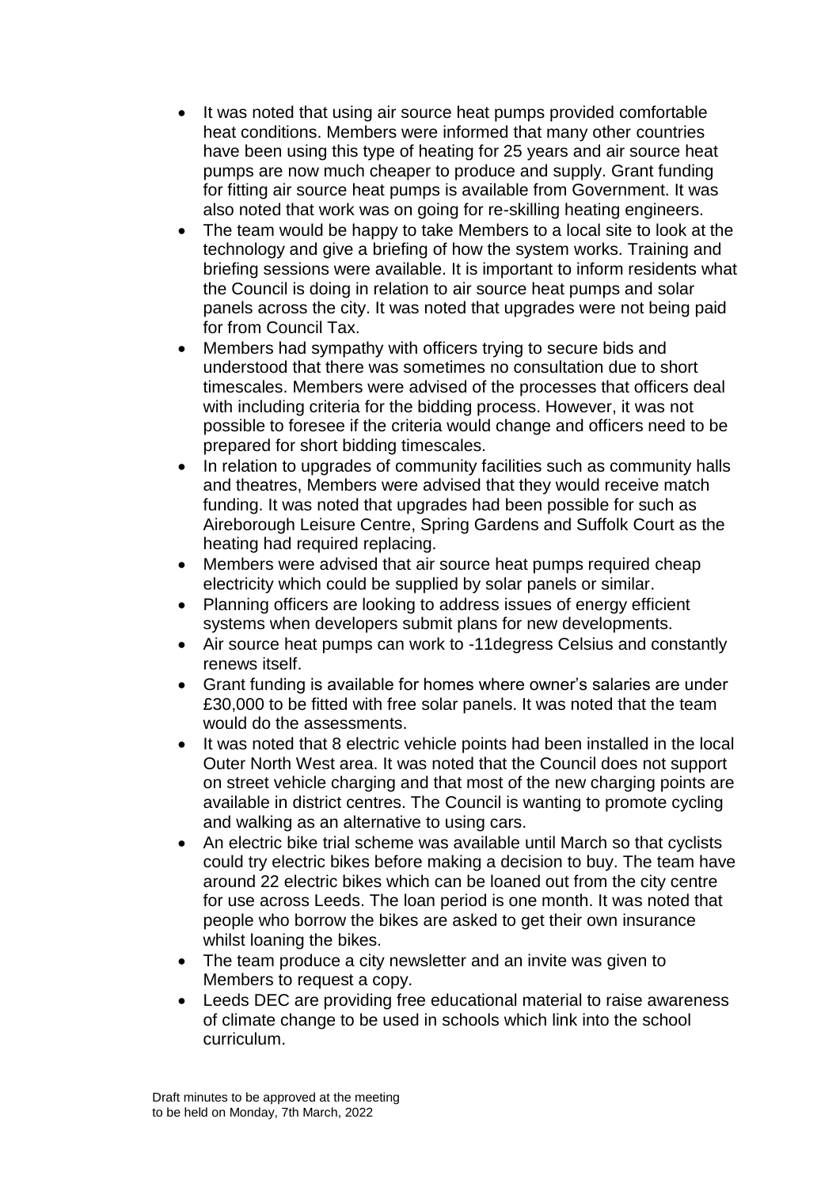- It was noted that using air source heat pumps provided comfortable heat conditions. Members were informed that many other countries have been using this type of heating for 25 years and air source heat pumps are now much cheaper to produce and supply. Grant funding for fitting air source heat pumps is available from Government. It was also noted that work was on going for re-skilling heating engineers.
- The team would be happy to take Members to a local site to look at the technology and give a briefing of how the system works. Training and briefing sessions were available. It is important to inform residents what the Council is doing in relation to air source heat pumps and solar panels across the city. It was noted that upgrades were not being paid for from Council Tax.
- Members had sympathy with officers trying to secure bids and understood that there was sometimes no consultation due to short timescales. Members were advised of the processes that officers deal with including criteria for the bidding process. However, it was not possible to foresee if the criteria would change and officers need to be prepared for short bidding timescales.
- In relation to upgrades of community facilities such as community halls and theatres, Members were advised that they would receive match funding. It was noted that upgrades had been possible for such as Aireborough Leisure Centre, Spring Gardens and Suffolk Court as the heating had required replacing.
- Members were advised that air source heat pumps required cheap electricity which could be supplied by solar panels or similar.
- Planning officers are looking to address issues of energy efficient systems when developers submit plans for new developments.
- Air source heat pumps can work to -11degress Celsius and constantly renews itself.
- Grant funding is available for homes where owner's salaries are under £30,000 to be fitted with free solar panels. It was noted that the team would do the assessments.
- It was noted that 8 electric vehicle points had been installed in the local Outer North West area. It was noted that the Council does not support on street vehicle charging and that most of the new charging points are available in district centres. The Council is wanting to promote cycling and walking as an alternative to using cars.
- An electric bike trial scheme was available until March so that cyclists could try electric bikes before making a decision to buy. The team have around 22 electric bikes which can be loaned out from the city centre for use across Leeds. The loan period is one month. It was noted that people who borrow the bikes are asked to get their own insurance whilst loaning the bikes.
- The team produce a city newsletter and an invite was given to Members to request a copy.
- Leeds DEC are providing free educational material to raise awareness of climate change to be used in schools which link into the school curriculum.

Draft minutes to be approved at the meeting to be held on Monday, 7th March, 2022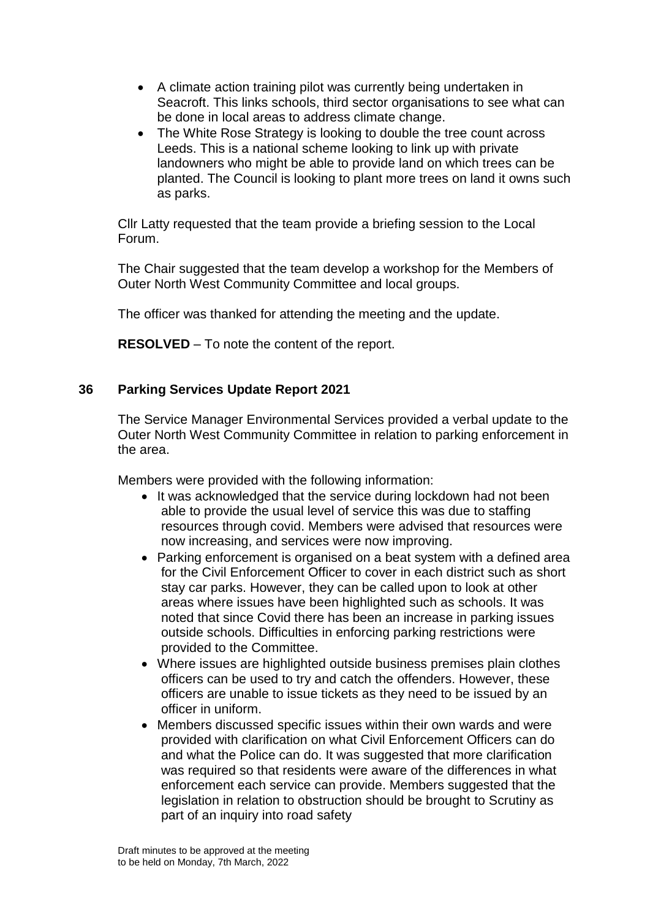- A climate action training pilot was currently being undertaken in Seacroft. This links schools, third sector organisations to see what can be done in local areas to address climate change.
- The White Rose Strategy is looking to double the tree count across Leeds. This is a national scheme looking to link up with private landowners who might be able to provide land on which trees can be planted. The Council is looking to plant more trees on land it owns such as parks.

Cllr Latty requested that the team provide a briefing session to the Local Forum.

The Chair suggested that the team develop a workshop for the Members of Outer North West Community Committee and local groups.

The officer was thanked for attending the meeting and the update.

**RESOLVED** – To note the content of the report.

## 36 Parking Services Update Report 2021

The Service Manager Environmental Services provided a verbal update to the Outer North West Community Committee in relation to parking enforcement in the area.

Members were provided with the following information:

- It was acknowledged that the service during lockdown had not been able to provide the usual level of service this was due to staffing resources through covid. Members were advised that resources were now increasing, and services were now improving.
- Parking enforcement is organised on a beat system with a defined area for the Civil Enforcement Officer to cover in each district such as short stay car parks. However, they can be called upon to look at other areas where issues have been highlighted such as schools. It was noted that since Covid there has been an increase in parking issues outside schools. Difficulties in enforcing parking restrictions were provided to the Committee.
- Where issues are highlighted outside business premises plain clothes officers can be used to try and catch the offenders. However, these officers are unable to issue tickets as they need to be issued by an officer in uniform.
- Members discussed specific issues within their own wards and were provided with clarification on what Civil Enforcement Officers can do and what the Police can do. It was suggested that more clarification was required so that residents were aware of the differences in what enforcement each service can provide. Members suggested that the legislation in relation to obstruction should be brought to Scrutiny as part of an inquiry into road safety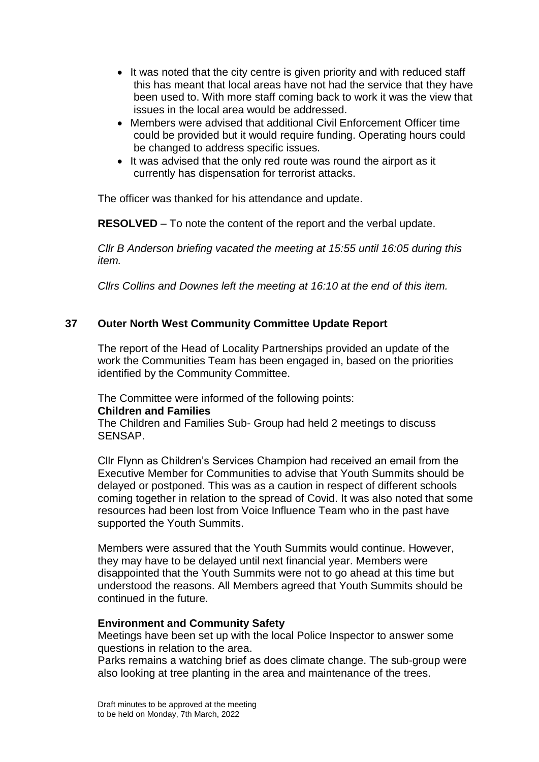- It was noted that the city centre is given priority and with reduced staff this has meant that local areas have not had the service that they have been used to. With more staff coming back to work it was the view that issues in the local area would be addressed.
- Members were advised that additional Civil Enforcement Officer time could be provided but it would require funding. Operating hours could be changed to address specific issues.
- It was advised that the only red route was round the airport as it currently has dispensation for terrorist attacks.

The officer was thanked for his attendance and update.

**RESOLVED** – To note the content of the report and the verbal update.

*Cllr B Anderson briefing vacated the meeting at 15:55 until 16:05 during this item.*

*Cllrs Collins and Downes left the meeting at 16:10 at the end of this item.*

## 37 Outer North West Community Committee Update Report

The report of the Head of Locality Partnerships provided an update of the work the Communities Team has been engaged in, based on the priorities identified by the Community Committee.

The Committee were informed of the following points:

**Children and Families**

The Children and Families Sub- Group had held 2 meetings to discuss SENSAP.

Cllr Flynn as Children's Services Champion had received an email from the Executive Member for Communities to advise that Youth Summits should be delayed or postponed. This was as a caution in respect of different schools coming together in relation to the spread of Covid. It was also noted that some resources had been lost from Voice Influence Team who in the past have supported the Youth Summits.

Members were assured that the Youth Summits would continue. However, they may have to be delayed until next financial year. Members were disappointed that the Youth Summits were not to go ahead at this time but understood the reasons. All Members agreed that Youth Summits should be continued in the future.

**Environment and Community Safety**

Meetings have been set up with the local Police Inspector to answer some questions in relation to the area.

Parks remains a watching brief as does climate change. The sub-group were also looking at tree planting in the area and maintenance of the trees.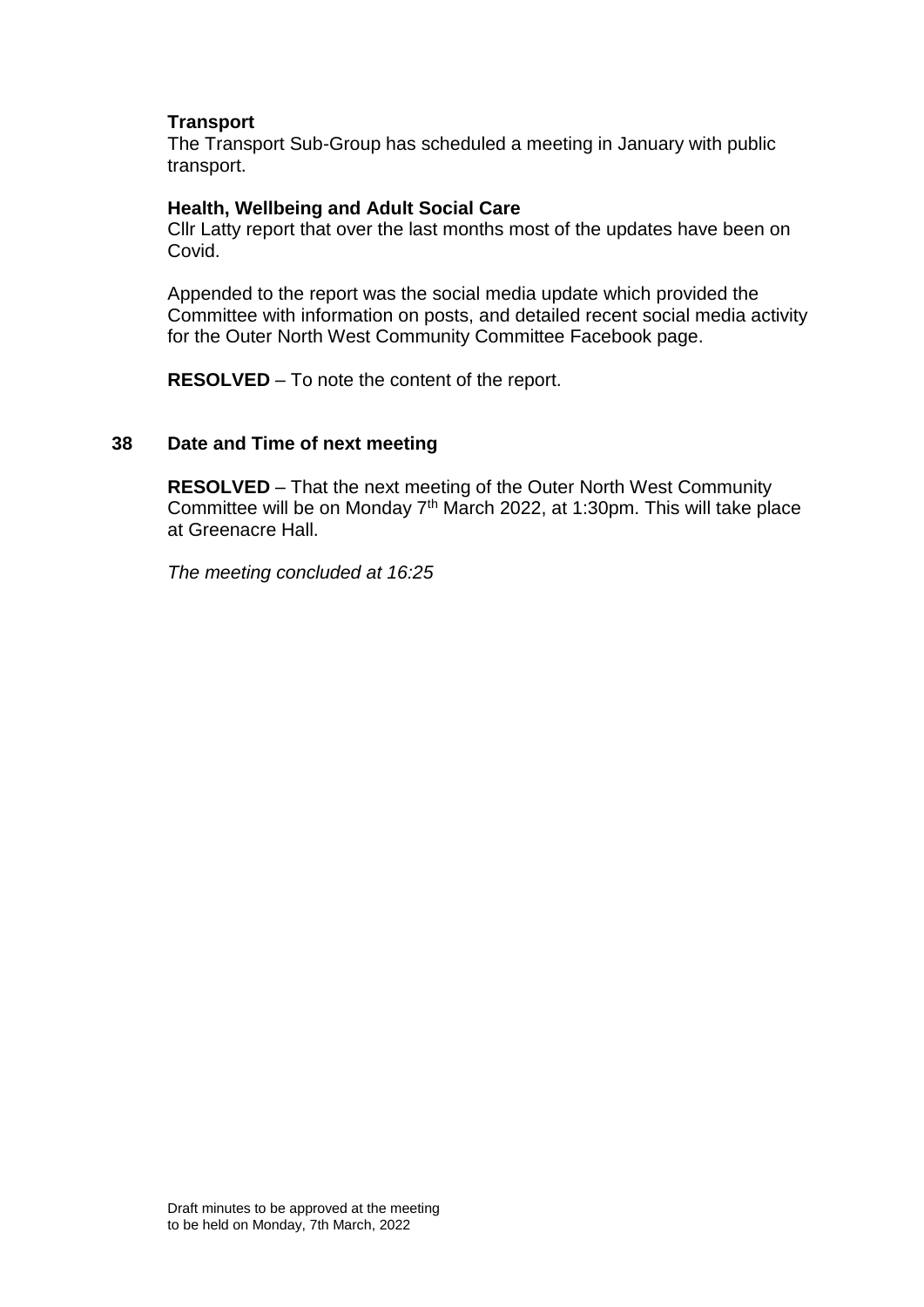**Transport**

The Transport Sub-Group has scheduled a meeting in January with public transport.

**Health, Wellbeing and Adult Social Care**

Cllr Latty report that over the last months most of the updates have been on Covid.

Appended to the report was the social media update which provided the Committee with information on posts, and detailed recent social media activity for the Outer North West Community Committee Facebook page.

**RESOLVED** – To note the content of the report.

## 38 Date and Time of next meeting

**RESOLVED** – That the next meeting of the Outer North West Community Committee will be on Monday 7th March 2022, at 1:30pm. This will take place at Greenacre Hall.

*The meeting concluded at 16:25*